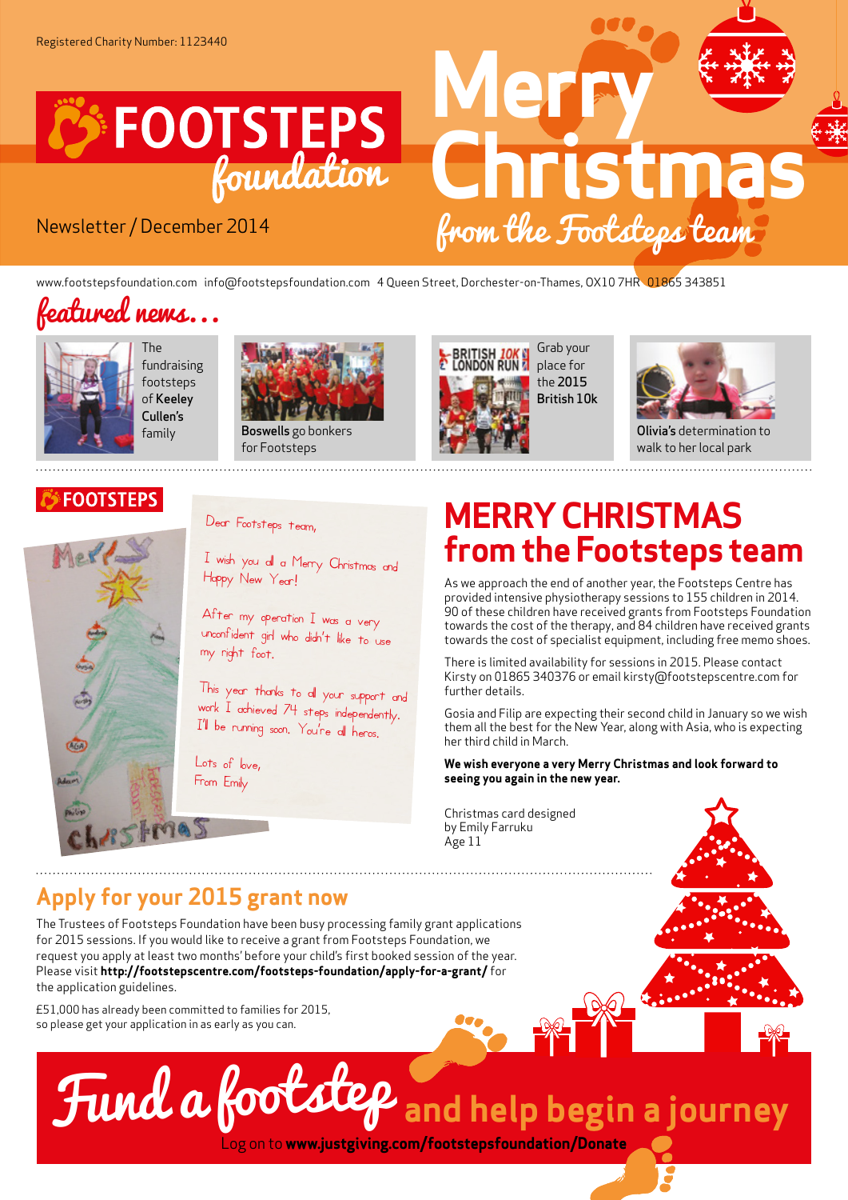Registered Charity Number: 1123440

# FOOTSTEPS foundation

Newsletter / December 2014

# Merry Christmas from the Footsteps team

www.footstepsfoundation.com info@footstepsfoundation.com 4 Queen Street, Dorchester-on-Thames, OX10 7HR 01865 343851

## featured news...

The fundraising footsteps of **Keeley Cullen's** family

**Boswells** go bonkers for Footsteps

Grab your place for the **2015 British 10k**

**Olivia's** determination to walk to her local park

Dear Footsteps team,

I wish you all a Merry Christmas and Happy New Year!

After my operation I was a very unconfident girl who didn't like to use my right foot.

This year thanks to all your support and work I achieved 74 steps independently. I'll be running soon. You're all heros.

Lots of love,
From Emily

## MERRY CHRISTMAS from the Footsteps team

As we approach the end of another year, the Footsteps Centre has provided intensive physiotherapy sessions to 155 children in 2014. 90 of these children have received grants from Footsteps Foundation towards the cost of the therapy, and 84 children have received grants towards the cost of specialist equipment, including free memo shoes.

There is limited availability for sessions in 2015. Please contact Kirsty on 01865 340376 or email kirsty@footstepscentre.com for further details.

Gosia and Filip are expecting their second child in January so we wish them all the best for the New Year, along with Asia, who is expecting her third child in March.

**We wish everyone a very Merry Christmas and look forward to seeing you again in the new year.**

Christmas card designed by Emily Farruku Age 11

## Apply for your 2015 grant now

The Trustees of Footsteps Foundation have been busy processing family grant applications for 2015 sessions. If you would like to receive a grant from Footsteps Foundation, we request you apply at least two months' before your child's first booked session of the year. Please visit **http://footstepscentre.com/footsteps-foundation/apply-for-a-grant/** for the application guidelines.

£51,000 has already been committed to families for 2015, so please get your application in as early as you can.

**Fund a footstep and help begin a journey**

Log on to **www.justgiving.com/footstepsfoundation/Donate**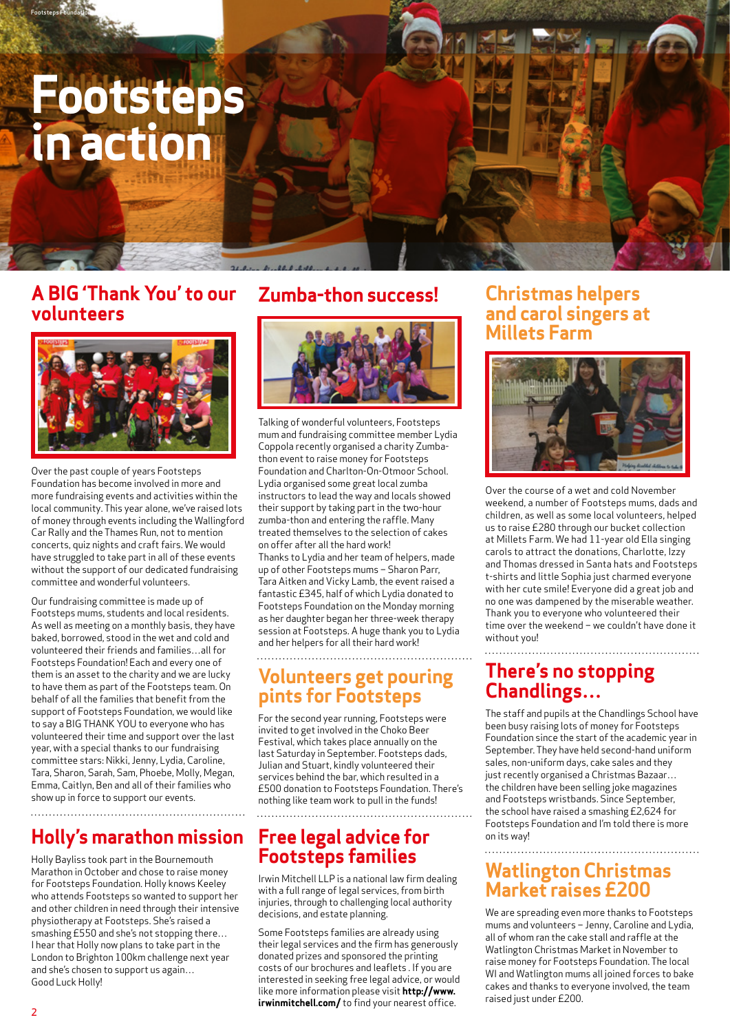# Footsteps in action

## A BIG 'Thank You' to our volunteers

Over the past couple of years Footsteps Foundation has become involved in more and more fundraising events and activities within the local community. This year alone, we've raised lots of money through events including the Wallingford Car Rally and the Thames Run, not to mention concerts, quiz nights and craft fairs. We would have struggled to take part in all of these events without the support of our dedicated fundraising committee and wonderful volunteers.

Our fundraising committee is made up of Footsteps mums, students and local residents. As well as meeting on a monthly basis, they have baked, borrowed, stood in the wet and cold and volunteered their friends and families…all for Footsteps Foundation! Each and every one of them is an asset to the charity and we are lucky to have them as part of the Footsteps team. On behalf of all the families that benefit from the support of Footsteps Foundation, we would like to say a BIG THANK YOU to everyone who has volunteered their time and support over the last year, with a special thanks to our fundraising committee stars: Nikki, Jenny, Lydia, Caroline, Tara, Sharon, Sarah, Sam, Phoebe, Molly, Megan, Emma, Caitlyn, Ben and all of their families who show up in force to support our events.

## Holly's marathon mission

Holly Bayliss took part in the Bournemouth Marathon in October and chose to raise money for Footsteps Foundation. Holly knows Keeley who attends Footsteps so wanted to support her and other children in need through their intensive physiotherapy at Footsteps. She's raised a smashing £550 and she's not stopping there… I hear that Holly now plans to take part in the London to Brighton 100km challenge next year and she's chosen to support us again… Good Luck Holly!

## Zumba-thon success!

Talking of wonderful volunteers, Footsteps mum and fundraising committee member Lydia Coppola recently organised a charity Zumba-thon event to raise money for Footsteps Foundation and Charlton-On-Otmoor School. Lydia organised some great local zumba instructors to lead the way and locals showed their support by taking part in the two-hour zumba-thon and entering the raffle. Many treated themselves to the selection of cakes on offer after all the hard work!
Thanks to Lydia and her team of helpers, made up of other Footsteps mums – Sharon Parr, Tara Aitken and Vicky Lamb, the event raised a fantastic £345, half of which Lydia donated to Footsteps Foundation on the Monday morning as her daughter began her three-week therapy session at Footsteps. A huge thank you to Lydia and her helpers for all their hard work!

## Volunteers get pouring pints for Footsteps

For the second year running, Footsteps were invited to get involved in the Choko Beer Festival, which takes place annually on the last Saturday in September. Footsteps dads, Julian and Stuart, kindly volunteered their services behind the bar, which resulted in a £500 donation to Footsteps Foundation. There's nothing like team work to pull in the funds!

## Free legal advice for Footsteps families

Irwin Mitchell LLP is a national law firm dealing with a full range of legal services, from birth injuries, through to challenging local authority decisions, and estate planning.

Some Footsteps families are already using their legal services and the firm has generously donated prizes and sponsored the printing costs of our brochures and leaflets. If you are interested in seeking free legal advice, or would like more information please visit **http://www.irwinmitchell.com/** to find your nearest office.

## Christmas helpers and carol singers at Millets Farm

Over the course of a wet and cold November weekend, a number of Footsteps mums, dads and children, as well as some local volunteers, helped us to raise £280 through our bucket collection at Millets Farm. We had 11-year old Ella singing carols to attract the donations, Charlotte, Izzy and Thomas dressed in Santa hats and Footsteps t-shirts and little Sophia just charmed everyone with her cute smile! Everyone did a great job and no one was dampened by the miserable weather. Thank you to everyone who volunteered their time over the weekend – we couldn't have done it without you!

## There's no stopping Chandlings…

The staff and pupils at the Chandlings School have been busy raising lots of money for Footsteps Foundation since the start of the academic year in September. They have held second-hand uniform sales, non-uniform days, cake sales and they just recently organised a Christmas Bazaar… the children have been selling joke magazines and Footsteps wristbands. Since September, the school have raised a smashing £2,624 for Footsteps Foundation and I'm told there is more on its way!

## Watlington Christmas Market raises £200

We are spreading even more thanks to Footsteps mums and volunteers – Jenny, Caroline and Lydia, all of whom ran the cake stall and raffle at the Watlington Christmas Market in November to raise money for Footsteps Foundation. The local WI and Watlington mums all joined forces to bake cakes and thanks to everyone involved, the team raised just under £200.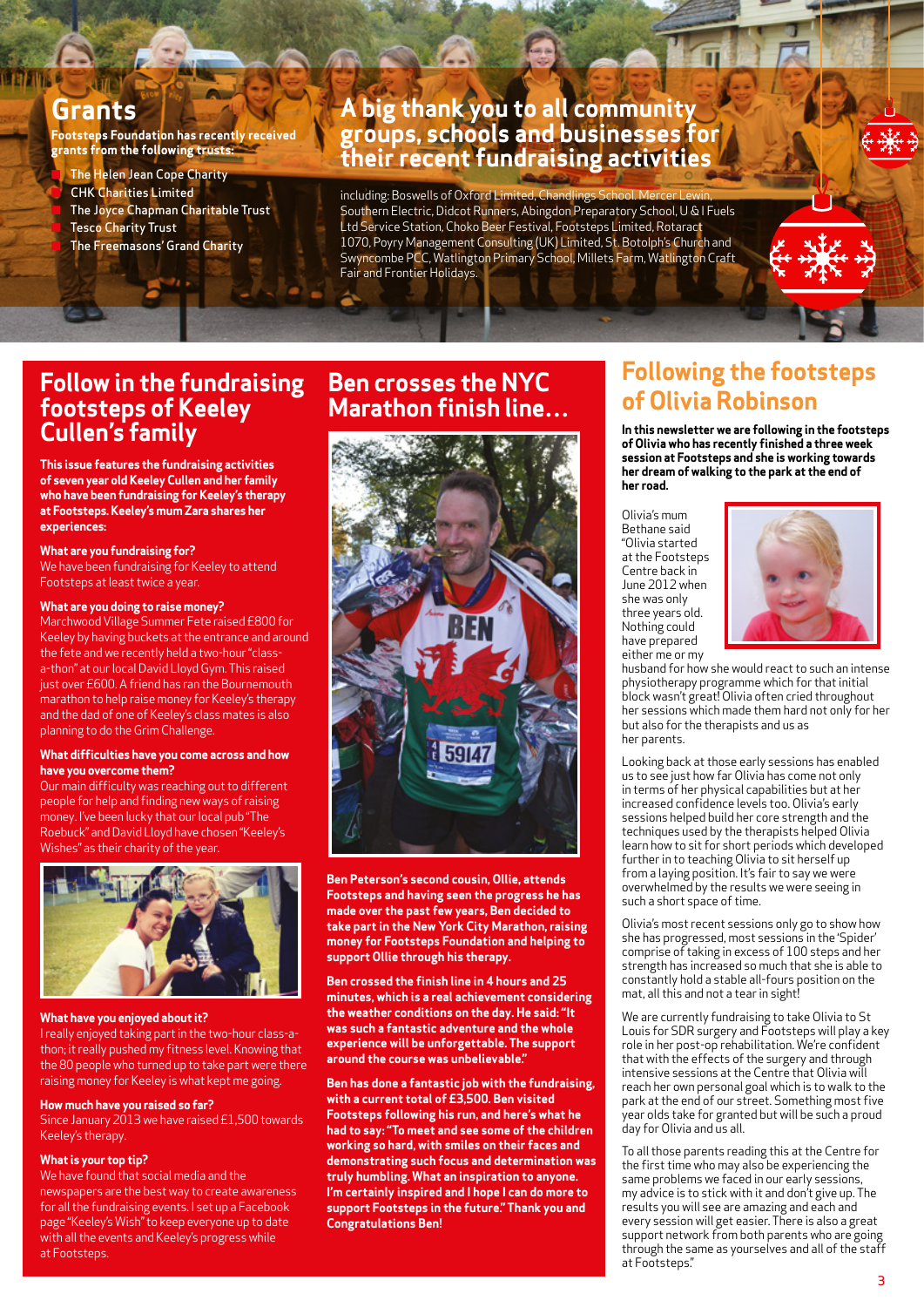## Grants

**Footsteps Foundation has recently received grants from the following trusts:**

- The Helen Jean Cope Charity
- CHK Charities Limited
- The Joyce Chapman Charitable Trust
- Tesco Charity Trust
- The Freemasons' Grand Charity

## A big thank you to all community groups, schools and businesses for their recent fundraising activities

including: Boswells of Oxford Limited, Chandlings School, Mercer Lewin, Southern Electric, Didcot Runners, Abingdon Preparatory School, U & I Fuels Ltd Service Station, Choko Beer Festival, Footsteps Limited, Rotaract 1070, Poyry Management Consulting (UK) Limited, St. Botolph's Church and Swyncombe PCC, Watlington Primary School, Millets Farm, Watlington Craft Fair and Frontier Holidays.

## Follow in the fundraising footsteps of Keeley Cullen's family

**This issue features the fundraising activities of seven year old Keeley Cullen and her family who have been fundraising for Keeley's therapy at Footsteps. Keeley's mum Zara shares her experiences:**

**What are you fundraising for?**
We have been fundraising for Keeley to attend Footsteps at least twice a year.

**What are you doing to raise money?**
Marchwood Village Summer Fete raised £800 for Keeley by having buckets at the entrance and around the fete and we recently held a two-hour "class-a-thon" at our local David Lloyd Gym. This raised just over £600. A friend has ran the Bournemouth marathon to help raise money for Keeley's therapy and the dad of one of Keeley's class mates is also planning to do the Grim Challenge.

**What difficulties have you come across and how have you overcome them?**
Our main difficulty was reaching out to different people for help and finding new ways of raising money. I've been lucky that our local pub "The Roebuck" and David Lloyd have chosen "Keeley's Wishes" as their charity of the year.

**What have you enjoyed about it?**
I really enjoyed taking part in the two-hour class-a-thon; it really pushed my fitness level. Knowing that the 80 people who turned up to take part were there raising money for Keeley is what kept me going.

**How much have you raised so far?**
Since January 2013 we have raised £1,500 towards Keeley's therapy.

**What is your top tip?**
We have found that social media and the newspapers are the best way to create awareness for all the fundraising events. I set up a Facebook page "Keeley's Wish" to keep everyone up to date with all the events and Keeley's progress while at Footsteps.

## Ben crosses the NYC Marathon finish line…

**Ben Peterson's second cousin, Ollie, attends Footsteps and having seen the progress he has made over the past few years, Ben decided to take part in the New York City Marathon, raising money for Footsteps Foundation and helping to support Ollie through his therapy.**

**Ben crossed the finish line in 4 hours and 25 minutes, which is a real achievement considering the weather conditions on the day. He said: "It was such a fantastic adventure and the whole experience will be unforgettable. The support around the course was unbelievable."**

**Ben has done a fantastic job with the fundraising, with a current total of £3,500. Ben visited Footsteps following his run, and here's what he had to say: "To meet and see some of the children working so hard, with smiles on their faces and demonstrating such focus and determination was truly humbling. What an inspiration to anyone. I'm certainly inspired and I hope I can do more to support Footsteps in the future." Thank you and Congratulations Ben!**

## Following the footsteps of Olivia Robinson

**In this newsletter we are following in the footsteps of Olivia who has recently finished a three week session at Footsteps and she is working towards her dream of walking to the park at the end of her road.**

Olivia's mum Bethane said "Olivia started at the Footsteps Centre back in June 2012 when she was only three years old. Nothing could have prepared either me or my husband for how she would react to such an intense physiotherapy programme which for that initial block wasn't great! Olivia often cried throughout her sessions which made them hard not only for her but also for the therapists and us as her parents.

Looking back at those early sessions has enabled us to see just how far Olivia has come not only in terms of her physical capabilities but at her increased confidence levels too. Olivia's early sessions helped build her core strength and the techniques used by the therapists helped Olivia learn how to sit for short periods which developed further in to teaching Olivia to sit herself up from a laying position. It's fair to say we were overwhelmed by the results we were seeing in such a short space of time.

Olivia's most recent sessions only go to show how she has progressed, most sessions in the 'Spider' comprise of taking in excess of 100 steps and her strength has increased so much that she is able to constantly hold a stable all-fours position on the mat, all this and not a tear in sight!

We are currently fundraising to take Olivia to St Louis for SDR surgery and Footsteps will play a key role in her post-op rehabilitation. We're confident that with the effects of the surgery and through intensive sessions at the Centre that Olivia will reach her own personal goal which is to walk to the park at the end of our street. Something most five year olds take for granted but will be such a proud day for Olivia and us all.

To all those parents reading this at the Centre for the first time who may also be experiencing the same problems we faced in our early sessions, my advice is to stick with it and don't give up. The results you will see are amazing and each and every session will get easier. There is also a great support network from both parents who are going through the same as yourselves and all of the staff at Footsteps."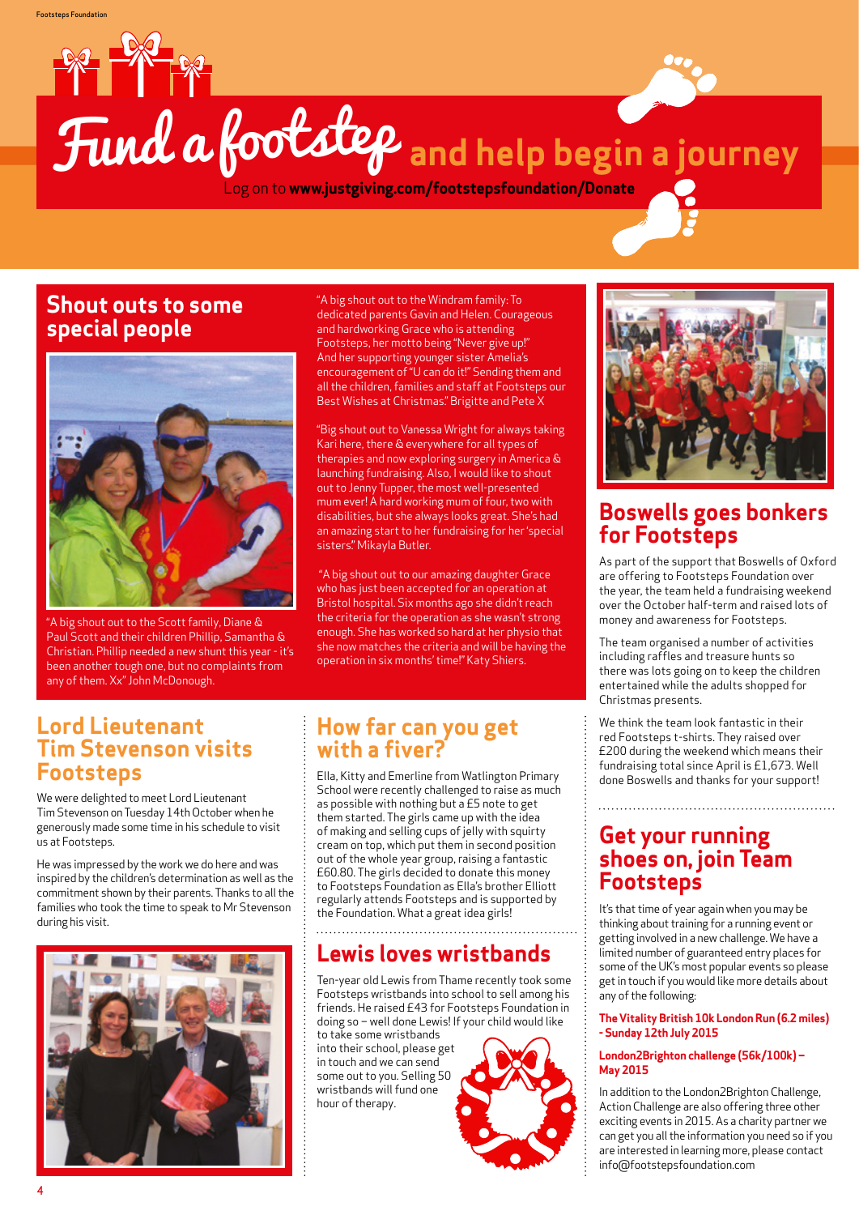# Fund a footstep and help begin a journey

Log on to **www.justgiving.com/footstepsfoundation/Donate**

## Shout outs to some special people

"A big shout out to the Scott family, Diane & Paul Scott and their children Phillip, Samantha & Christian. Phillip needed a new shunt this year - it's been another tough one, but no complaints from any of them. Xx" John McDonough.

"A big shout out to the Windram family: To dedicated parents Gavin and Helen. Courageous and hardworking Grace who is attending Footsteps, her motto being "Never give up!" And her supporting younger sister Amelia's encouragement of "U can do it!" Sending them and all the children, families and staff at Footsteps our Best Wishes at Christmas." Brigitte and Pete X

"Big shout out to Vanessa Wright for always taking Kari here, there & everywhere for all types of therapies and now exploring surgery in America & launching fundraising. Also, I would like to shout out to Jenny Tupper, the most well-presented mum ever! A hard working mum of four, two with disabilities, but she always looks great. She's had an amazing start to her fundraising for her 'special sisters'." Mikayla Butler.

"A big shout out to our amazing daughter Grace who has just been accepted for an operation at Bristol hospital. Six months ago she didn't reach the criteria for the operation as she wasn't strong enough. She has worked so hard at her physio that she now matches the criteria and will be having the operation in six months' time!" Katy Shiers.

## Boswells goes bonkers for Footsteps

As part of the support that Boswells of Oxford are offering to Footsteps Foundation over the year, the team held a fundraising weekend over the October half-term and raised lots of money and awareness for Footsteps.

The team organised a number of activities including raffles and treasure hunts so there was lots going on to keep the children entertained while the adults shopped for Christmas presents.

We think the team look fantastic in their red Footsteps t-shirts. They raised over £200 during the weekend which means their fundraising total since April is £1,673. Well done Boswells and thanks for your support!

## Lord Lieutenant Tim Stevenson visits Footsteps

We were delighted to meet Lord Lieutenant Tim Stevenson on Tuesday 14th October when he generously made some time in his schedule to visit us at Footsteps.

He was impressed by the work we do here and was inspired by the children's determination as well as the commitment shown by their parents. Thanks to all the families who took the time to speak to Mr Stevenson during his visit.

## How far can you get with a fiver?

Ella, Kitty and Emerline from Watlington Primary School were recently challenged to raise as much as possible with nothing but a £5 note to get them started. The girls came up with the idea of making and selling cups of jelly with squirty cream on top, which put them in second position out of the whole year group, raising a fantastic £60.80. The girls decided to donate this money to Footsteps Foundation as Ella's brother Elliott regularly attends Footsteps and is supported by the Foundation. What a great idea girls!

## Lewis loves wristbands

Ten-year old Lewis from Thame recently took some Footsteps wristbands into school to sell among his friends. He raised £43 for Footsteps Foundation in doing so – well done Lewis! If your child would like to take some wristbands into their school, please get in touch and we can send some out to you. Selling 50 wristbands will fund one hour of therapy.

## Get your running shoes on, join Team Footsteps

It's that time of year again when you may be thinking about training for a running event or getting involved in a new challenge. We have a limited number of guaranteed entry places for some of the UK's most popular events so please get in touch if you would like more details about any of the following:

**The Vitality British 10k London Run (6.2 miles) - Sunday 12th July 2015**

**London2Brighton challenge (56k/100k) – May 2015**

In addition to the London2Brighton Challenge, Action Challenge are also offering three other exciting events in 2015. As a charity partner we can get you all the information you need so if you are interested in learning more, please contact info@footstepsfoundation.com